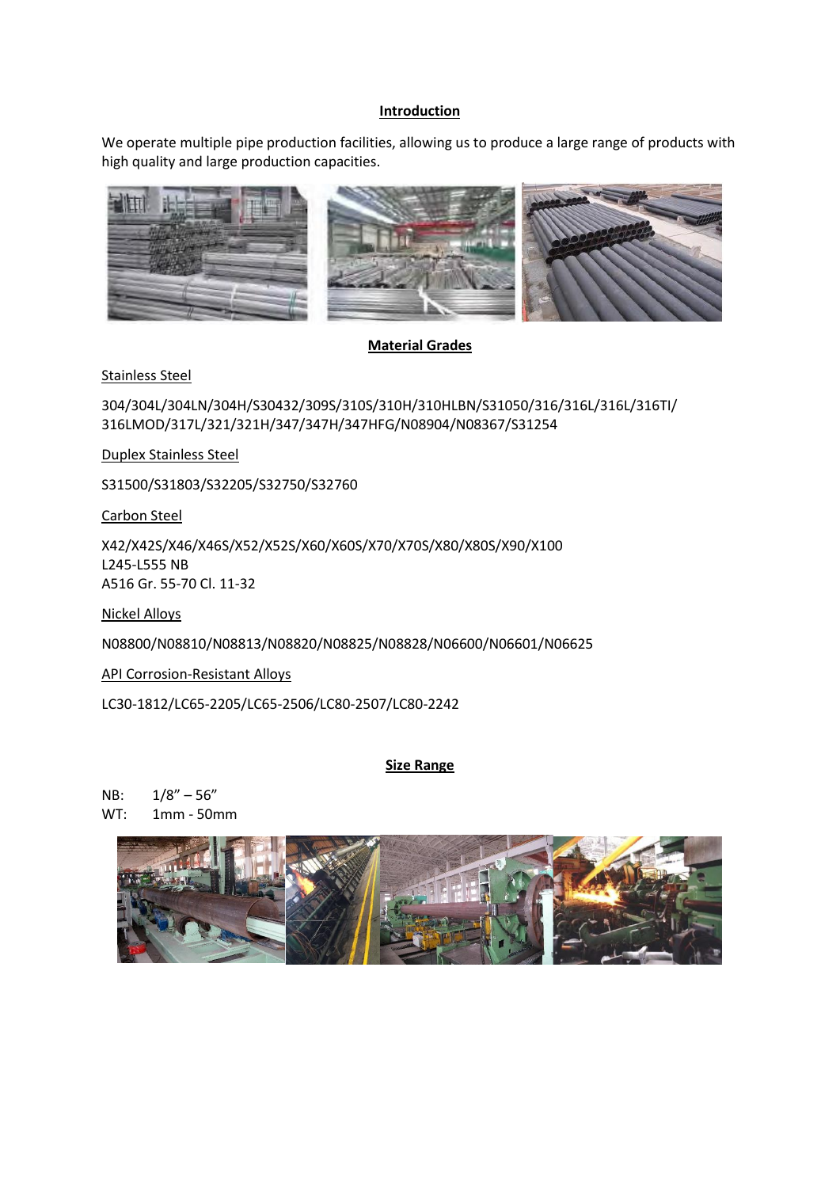## Introduction

We operate multiple pipe production facilities, allowing us to produce a large range of products with high quality and large production capacities.

## Material Grades

Stainless Steel

304/304L/304LN/304H/S30432/309S/310S/310H/310HLBN/S31050/316/316L/316L/316TI/316LMOD/317L/321/321H/347/347H/347HFG/N08904/N08367/S31254

Duplex Stainless Steel

S31500/S31803/S32205/S32750/S32760

Carbon Steel

X42/X42S/X46/X46S/X52/X52S/X60/X60S/X70/X70S/X80/X80S/X90/X100
L245-L555 NB
A516 Gr. 55-70 Cl. 11-32

Nickel Alloys

N08800/N08810/N08813/N08820/N08825/N08828/N06600/N06601/N06625

API Corrosion-Resistant Alloys

LC30-1812/LC65-2205/LC65-2506/LC80-2507/LC80-2242

## Size Range

NB: 1/8" – 56"
WT: 1mm - 50mm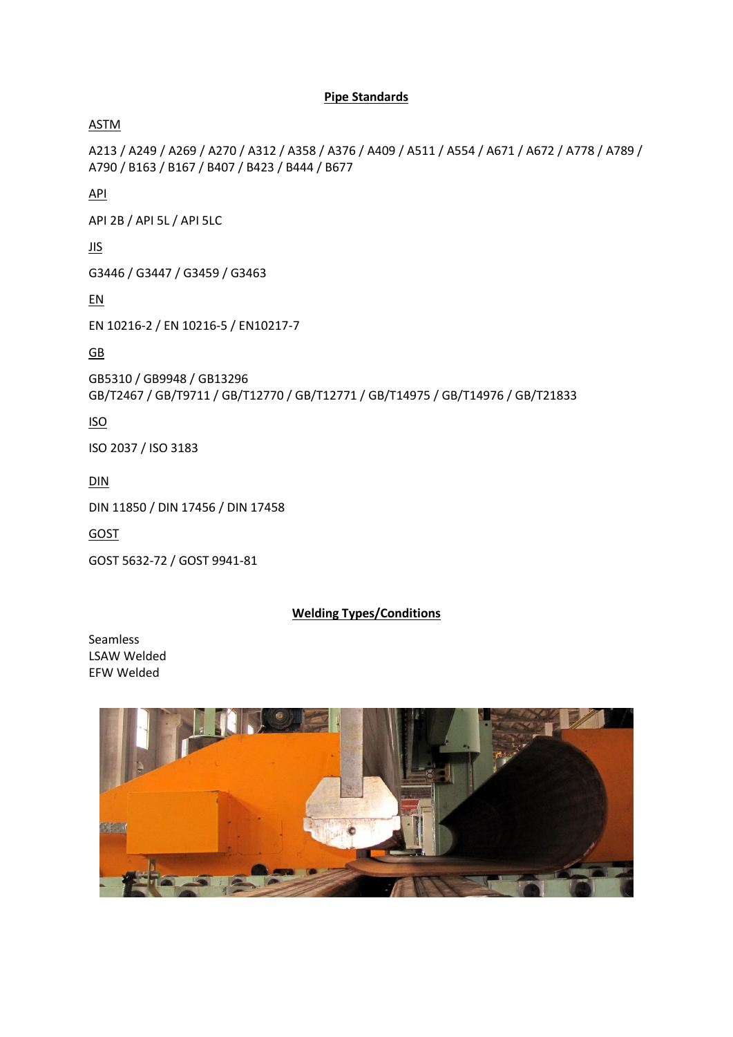## Pipe Standards

ASTM

A213 / A249 / A269 / A270 / A312 / A358 / A376 / A409 / A511 / A554 / A671 / A672 / A778 / A789 / A790 / B163 / B167 / B407 / B423 / B444 / B677

API

API 2B / API 5L / API 5LC

JIS

G3446 / G3447 / G3459 / G3463

EN

EN 10216-2 / EN 10216-5 / EN10217-7

GB

GB5310 / GB9948 / GB13296
GB/T2467 / GB/T9711 / GB/T12770 / GB/T12771 / GB/T14975 / GB/T14976 / GB/T21833

ISO

ISO 2037 / ISO 3183

DIN

DIN 11850 / DIN 17456 / DIN 17458

GOST

GOST 5632-72 / GOST 9941-81

## Welding Types/Conditions

Seamless
LSAW Welded
EFW Welded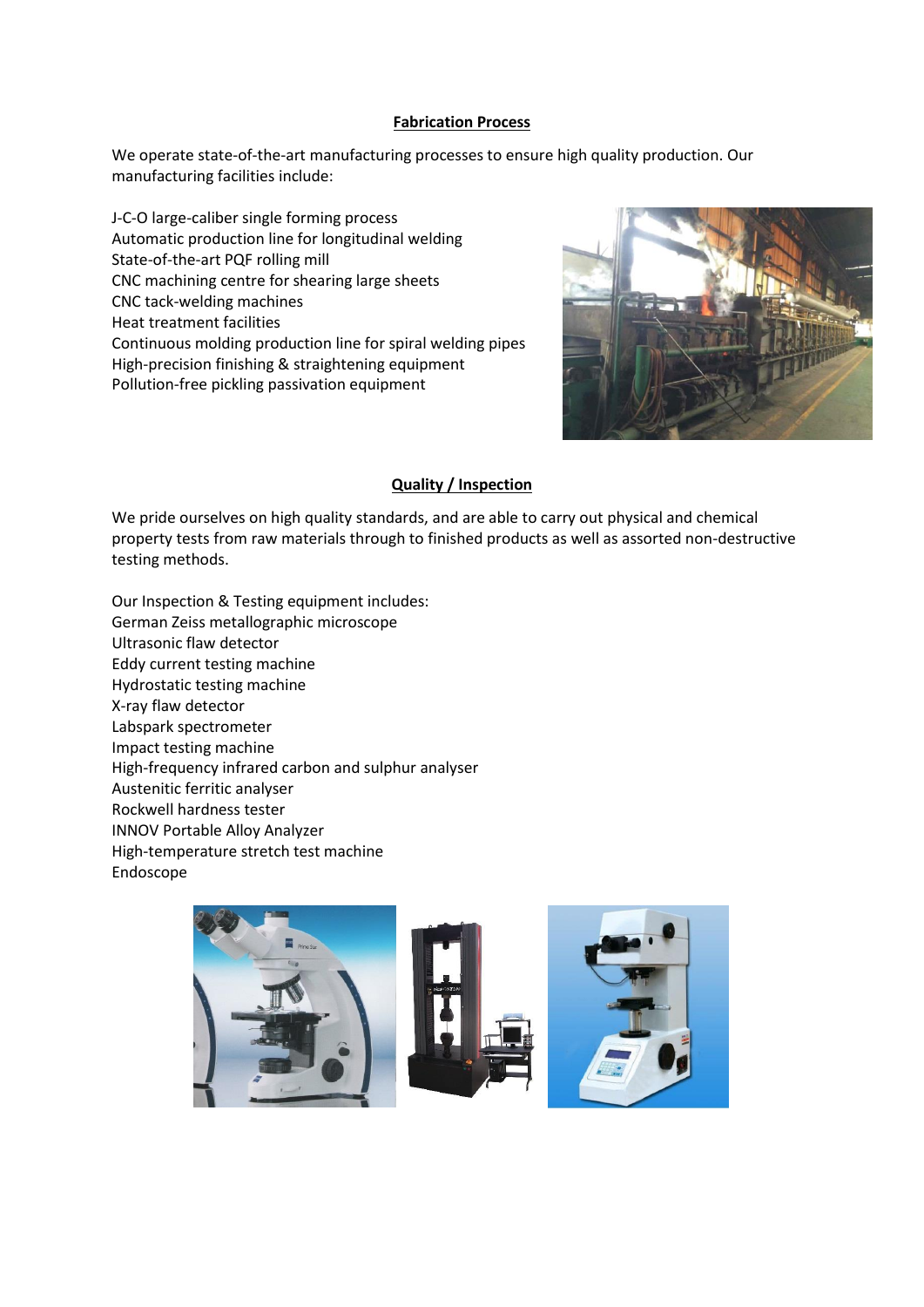## Fabrication Process

We operate state-of-the-art manufacturing processes to ensure high quality production. Our manufacturing facilities include:

J-C-O large-caliber single forming process
Automatic production line for longitudinal welding
State-of-the-art PQF rolling mill
CNC machining centre for shearing large sheets
CNC tack-welding machines
Heat treatment facilities
Continuous molding production line for spiral welding pipes
High-precision finishing & straightening equipment
Pollution-free pickling passivation equipment

## Quality / Inspection

We pride ourselves on high quality standards, and are able to carry out physical and chemical property tests from raw materials through to finished products as well as assorted non-destructive testing methods.

Our Inspection & Testing equipment includes:
German Zeiss metallographic microscope
Ultrasonic flaw detector
Eddy current testing machine
Hydrostatic testing machine
X-ray flaw detector
Labspark spectrometer
Impact testing machine
High-frequency infrared carbon and sulphur analyser
Austenitic ferritic analyser
Rockwell hardness tester
INNOV Portable Alloy Analyzer
High-temperature stretch test machine
Endoscope